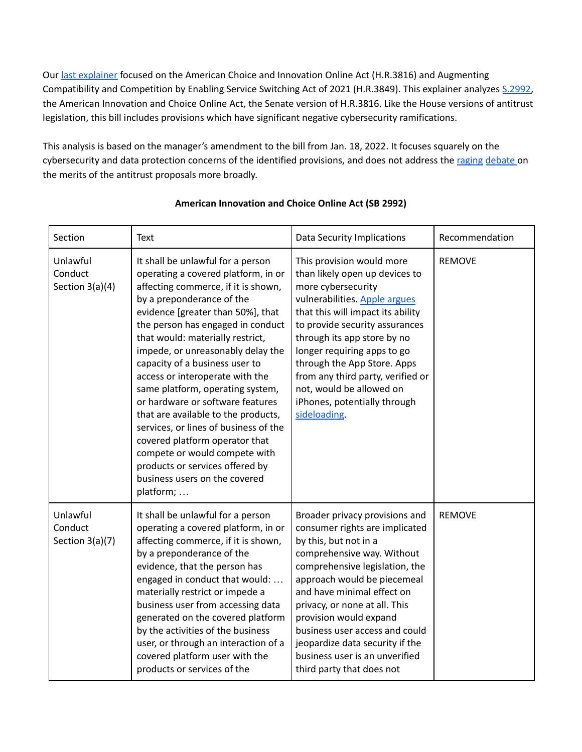Our last explainer focused on the American Choice and Innovation Online Act (H.R.3816) and Augmenting Compatibility and Competition by Enabling Service Switching Act of 2021 (H.R.3849). This explainer analyzes S.2992, the American Innovation and Choice Online Act, the Senate version of H.R.3816. Like the House versions of antitrust legislation, this bill includes provisions which have significant negative cybersecurity ramifications.

This analysis is based on the manager's amendment to the bill from Jan. 18, 2022. It focuses squarely on the cybersecurity and data protection concerns of the identified provisions, and does not address the raging debate on the merits of the antitrust proposals more broadly.

**American Innovation and Choice Online Act (SB 2992)**

| Section | Text | Data Security Implications | Recommendation |
|---|---|---|---|
| Unlawful Conduct Section 3(a)(4) | It shall be unlawful for a person operating a covered platform, in or affecting commerce, if it is shown, by a preponderance of the evidence [greater than 50%], that the person has engaged in conduct that would: materially restrict, impede, or unreasonably delay the capacity of a business user to access or interoperate with the same platform, operating system, or hardware or software features that are available to the products, services, or lines of business of the covered platform operator that compete or would compete with products or services offered by business users on the covered platform; … | This provision would more than likely open up devices to more cybersecurity vulnerabilities. Apple argues that this will impact its ability to provide security assurances through its app store by no longer requiring apps to go through the App Store. Apps from any third party, verified or not, would be allowed on iPhones, potentially through sideloading. | REMOVE |
| Unlawful Conduct Section 3(a)(7) | It shall be unlawful for a person operating a covered platform, in or affecting commerce, if it is shown, by a preponderance of the evidence, that the person has engaged in conduct that would: … materially restrict or impede a business user from accessing data generated on the covered platform by the activities of the business user, or through an interaction of a covered platform user with the products or services of the | Broader privacy provisions and consumer rights are implicated by this, but not in a comprehensive way. Without comprehensive legislation, the approach would be piecemeal and have minimal effect on privacy, or none at all. This provision would expand business user access and could jeopardize data security if the business user is an unverified third party that does not | REMOVE |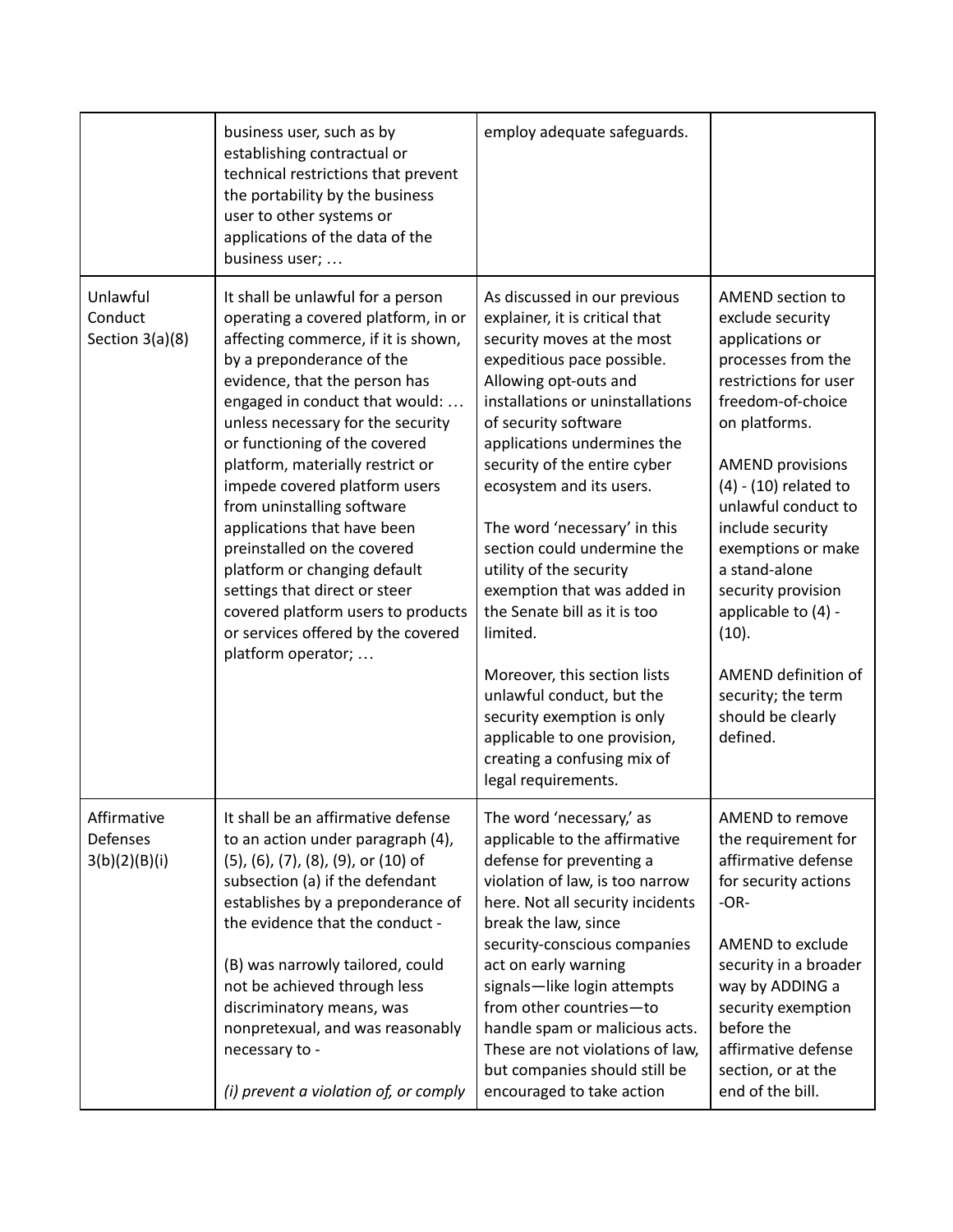| | | | |
|---|---|---|---|
| | business user, such as by establishing contractual or technical restrictions that prevent the portability by the business user to other systems or applications of the data of the business user; … | employ adequate safeguards. | |
| Unlawful Conduct Section 3(a)(8) | It shall be unlawful for a person operating a covered platform, in or affecting commerce, if it is shown, by a preponderance of the evidence, that the person has engaged in conduct that would: … unless necessary for the security or functioning of the covered platform, materially restrict or impede covered platform users from uninstalling software applications that have been preinstalled on the covered platform or changing default settings that direct or steer covered platform users to products or services offered by the covered platform operator; … | As discussed in our previous explainer, it is critical that security moves at the most expeditious pace possible. Allowing opt-outs and installations or uninstallations of security software applications undermines the security of the entire cyber ecosystem and its users.<br><br>The word 'necessary' in this section could undermine the utility of the security exemption that was added in the Senate bill as it is too limited.<br><br>Moreover, this section lists unlawful conduct, but the security exemption is only applicable to one provision, creating a confusing mix of legal requirements. | AMEND section to exclude security applications or processes from the restrictions for user freedom-of-choice on platforms.<br><br>AMEND provisions (4) - (10) related to unlawful conduct to include security exemptions or make a stand-alone security provision applicable to (4) - (10).<br><br>AMEND definition of security; the term should be clearly defined. |
| Affirmative Defenses 3(b)(2)(B)(i) | It shall be an affirmative defense to an action under paragraph (4), (5), (6), (7), (8), (9), or (10) of subsection (a) if the defendant establishes by a preponderance of the evidence that the conduct -<br><br>(B) was narrowly tailored, could not be achieved through less discriminatory means, was nonpretexual, and was reasonably necessary to -<br><br>*(i) prevent a violation of, or comply* | The word 'necessary,' as applicable to the affirmative defense for preventing a violation of law, is too narrow here. Not all security incidents break the law, since security-conscious companies act on early warning signals—like login attempts from other countries—to handle spam or malicious acts. These are not violations of law, but companies should still be encouraged to take action | AMEND to remove the requirement for affirmative defense for security actions -OR-<br><br>AMEND to exclude security in a broader way by ADDING a security exemption before the affirmative defense section, or at the end of the bill. |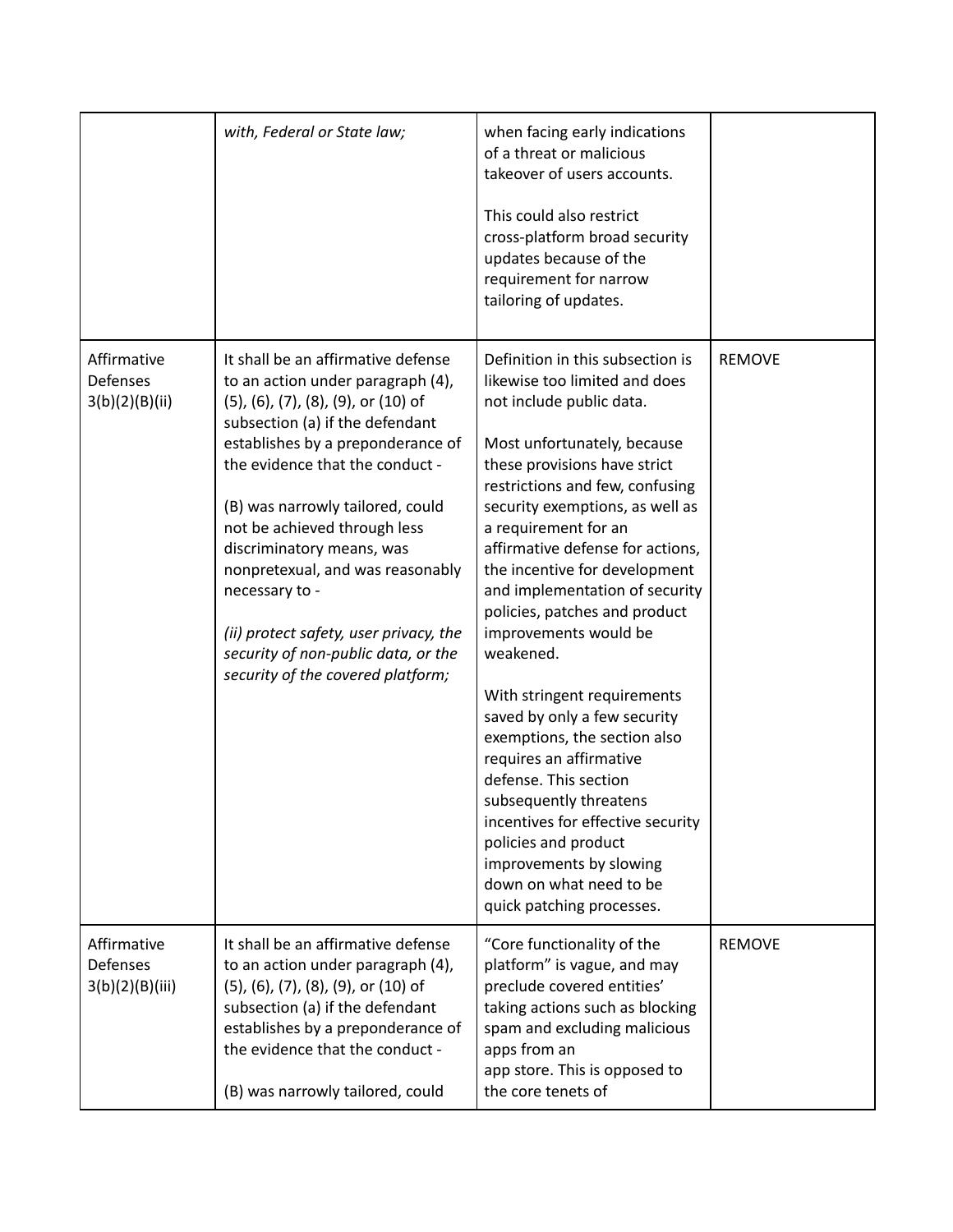| | | | |
|---|---|---|---|
| | *with, Federal or State law;* | when facing early indications of a threat or malicious takeover of users accounts.<br><br>This could also restrict cross-platform broad security updates because of the requirement for narrow tailoring of updates. | |
| Affirmative Defenses 3(b)(2)(B)(ii) | It shall be an affirmative defense to an action under paragraph (4), (5), (6), (7), (8), (9), or (10) of subsection (a) if the defendant establishes by a preponderance of the evidence that the conduct -<br><br>(B) was narrowly tailored, could not be achieved through less discriminatory means, was nonpretexual, and was reasonably necessary to -<br><br>*(ii) protect safety, user privacy, the security of non-public data, or the security of the covered platform;* | Definition in this subsection is likewise too limited and does not include public data.<br><br>Most unfortunately, because these provisions have strict restrictions and few, confusing security exemptions, as well as a requirement for an affirmative defense for actions, the incentive for development and implementation of security policies, patches and product improvements would be weakened.<br><br>With stringent requirements saved by only a few security exemptions, the section also requires an affirmative defense. This section subsequently threatens incentives for effective security policies and product improvements by slowing down on what need to be quick patching processes. | REMOVE |
| Affirmative Defenses 3(b)(2)(B)(iii) | It shall be an affirmative defense to an action under paragraph (4), (5), (6), (7), (8), (9), or (10) of subsection (a) if the defendant establishes by a preponderance of the evidence that the conduct -<br><br>(B) was narrowly tailored, could | "Core functionality of the platform" is vague, and may preclude covered entities' taking actions such as blocking spam and excluding malicious apps from an app store. This is opposed to the core tenets of | REMOVE |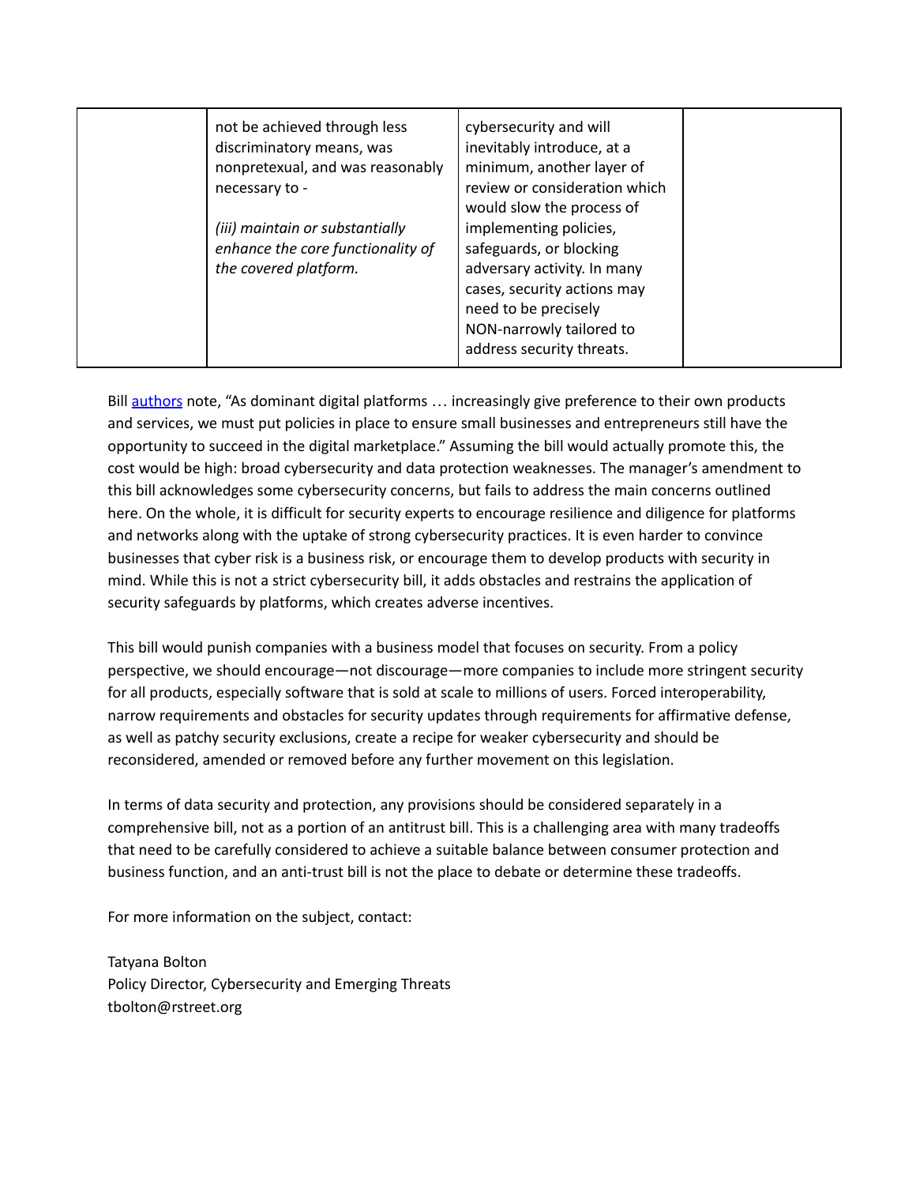| | | | |
|---|---|---|---|
| | not be achieved through less discriminatory means, was nonpretexual, and was reasonably necessary to -<br><br>*(iii) maintain or substantially enhance the core functionality of the covered platform.* | cybersecurity and will inevitably introduce, at a minimum, another layer of review or consideration which would slow the process of implementing policies, safeguards, or blocking adversary activity. In many cases, security actions may need to be precisely NON-narrowly tailored to address security threats. | |

Bill authors note, "As dominant digital platforms … increasingly give preference to their own products and services, we must put policies in place to ensure small businesses and entrepreneurs still have the opportunity to succeed in the digital marketplace." Assuming the bill would actually promote this, the cost would be high: broad cybersecurity and data protection weaknesses. The manager's amendment to this bill acknowledges some cybersecurity concerns, but fails to address the main concerns outlined here. On the whole, it is difficult for security experts to encourage resilience and diligence for platforms and networks along with the uptake of strong cybersecurity practices. It is even harder to convince businesses that cyber risk is a business risk, or encourage them to develop products with security in mind. While this is not a strict cybersecurity bill, it adds obstacles and restrains the application of security safeguards by platforms, which creates adverse incentives.

This bill would punish companies with a business model that focuses on security. From a policy perspective, we should encourage—not discourage—more companies to include more stringent security for all products, especially software that is sold at scale to millions of users. Forced interoperability, narrow requirements and obstacles for security updates through requirements for affirmative defense, as well as patchy security exclusions, create a recipe for weaker cybersecurity and should be reconsidered, amended or removed before any further movement on this legislation.

In terms of data security and protection, any provisions should be considered separately in a comprehensive bill, not as a portion of an antitrust bill. This is a challenging area with many tradeoffs that need to be carefully considered to achieve a suitable balance between consumer protection and business function, and an anti-trust bill is not the place to debate or determine these tradeoffs.

For more information on the subject, contact:

Tatyana Bolton
Policy Director, Cybersecurity and Emerging Threats
tbolton@rstreet.org